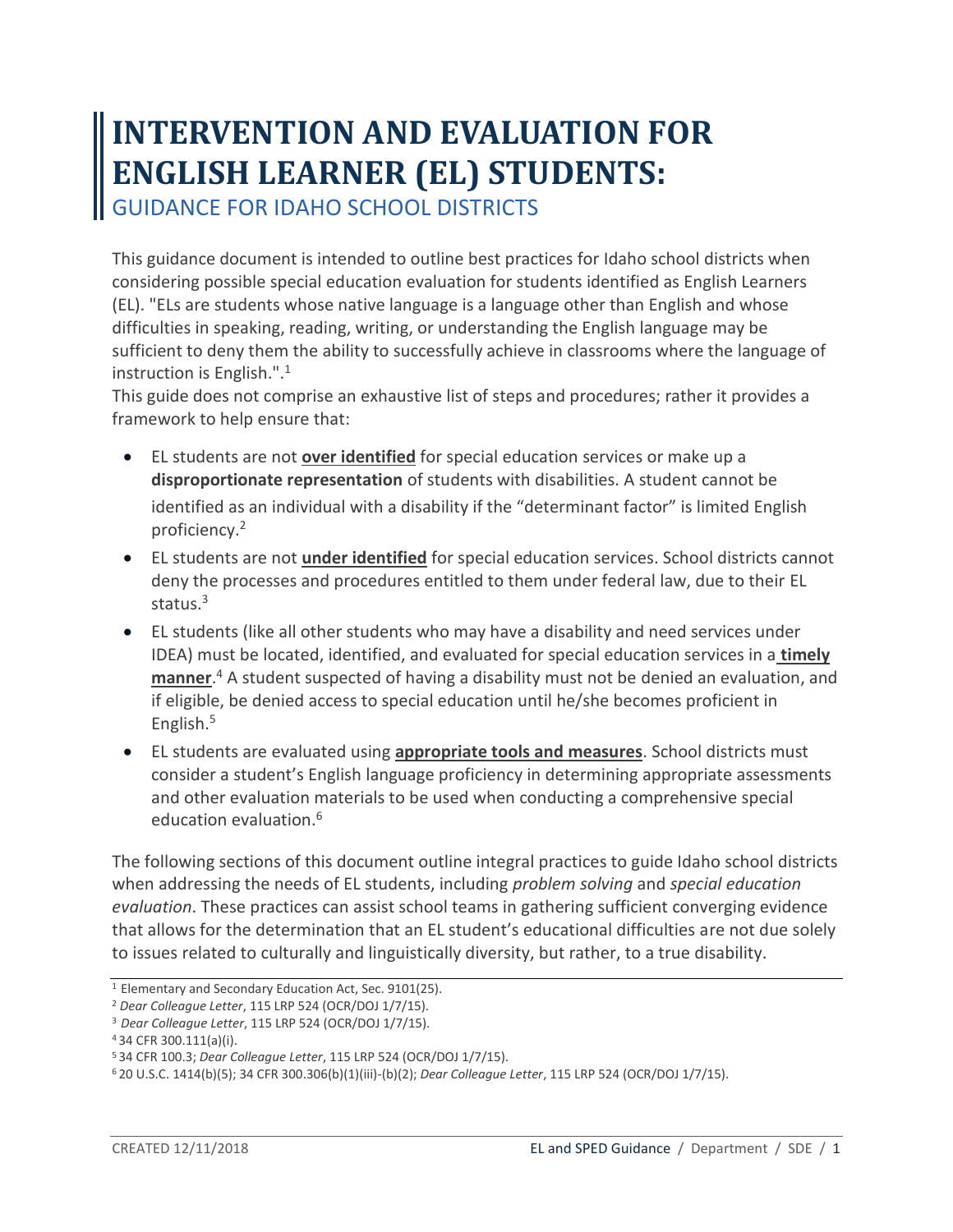# INTERVENTION AND EVALUATION FOR ENGLISH LEARNER (EL) STUDENTS:

## GUIDANCE FOR IDAHO SCHOOL DISTRICTS

This guidance document is intended to outline best practices for Idaho school districts when considering possible special education evaluation for students identified as English Learners (EL). "ELs are students whose native language is a language other than English and whose difficulties in speaking, reading, writing, or understanding the English language may be sufficient to deny them the ability to successfully achieve in classrooms where the language of instruction is English.".[1]

This guide does not comprise an exhaustive list of steps and procedures; rather it provides a framework to help ensure that:

- EL students are not **over identified** for special education services or make up a **disproportionate representation** of students with disabilities. A student cannot be identified as an individual with a disability if the "determinant factor" is limited English proficiency.[2]
- EL students are not **under identified** for special education services. School districts cannot deny the processes and procedures entitled to them under federal law, due to their EL status.[3]
- EL students (like all other students who may have a disability and need services under IDEA) must be located, identified, and evaluated for special education services in a **timely manner**.[4] A student suspected of having a disability must not be denied an evaluation, and if eligible, be denied access to special education until he/she becomes proficient in English.[5]
- EL students are evaluated using **appropriate tools and measures**. School districts must consider a student's English language proficiency in determining appropriate assessments and other evaluation materials to be used when conducting a comprehensive special education evaluation.[6]

The following sections of this document outline integral practices to guide Idaho school districts when addressing the needs of EL students, including *problem solving* and *special education evaluation*. These practices can assist school teams in gathering sufficient converging evidence that allows for the determination that an EL student's educational difficulties are not due solely to issues related to culturally and linguistically diversity, but rather, to a true disability.

---

[1] Elementary and Secondary Education Act, Sec. 9101(25).

[2] *Dear Colleague Letter*, 115 LRP 524 (OCR/DOJ 1/7/15).

[3] *Dear Colleague Letter*, 115 LRP 524 (OCR/DOJ 1/7/15).

[4] 34 CFR 300.111(a)(i).

[5] 34 CFR 100.3; *Dear Colleague Letter*, 115 LRP 524 (OCR/DOJ 1/7/15).

[6] 20 U.S.C. 1414(b)(5); 34 CFR 300.306(b)(1)(iii)-(b)(2); *Dear Colleague Letter*, 115 LRP 524 (OCR/DOJ 1/7/15).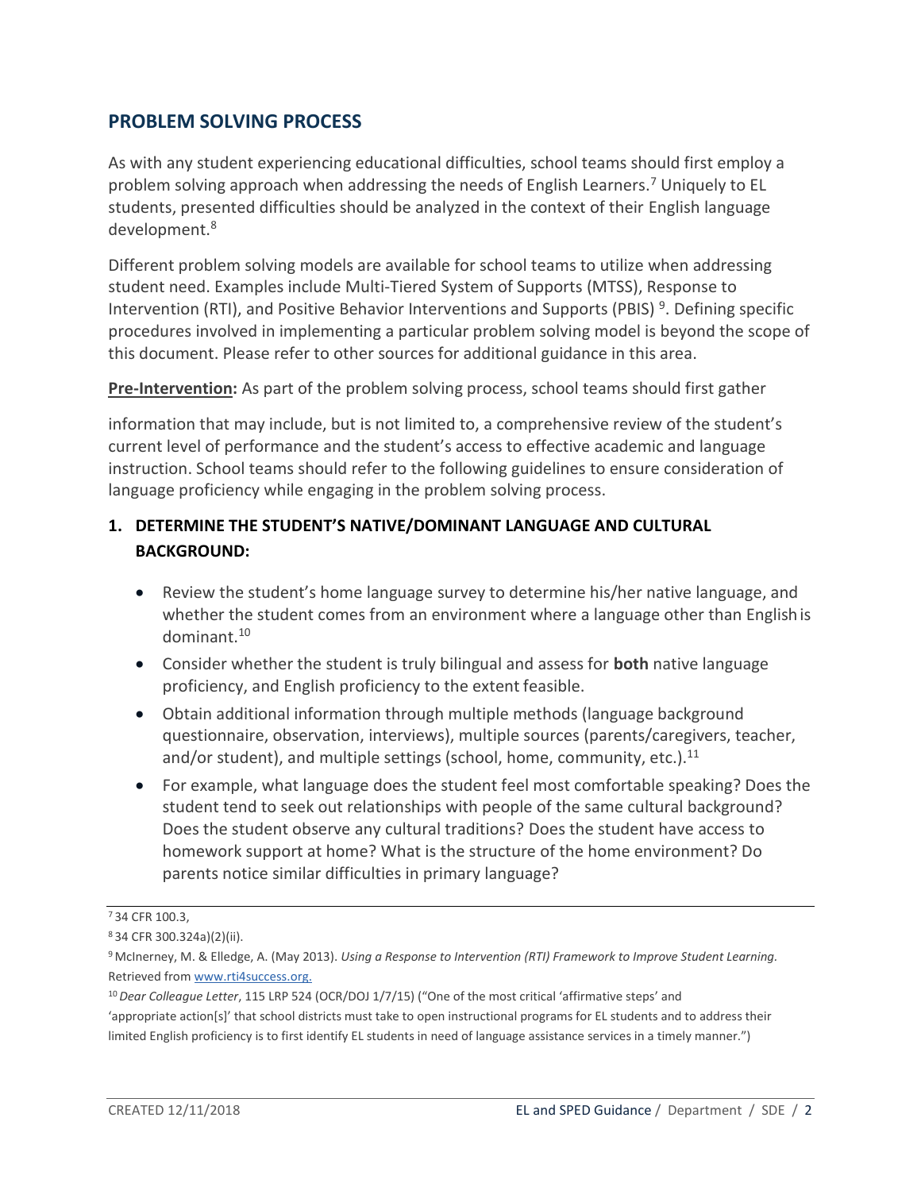## PROBLEM SOLVING PROCESS

As with any student experiencing educational difficulties, school teams should first employ a problem solving approach when addressing the needs of English Learners.[7] Uniquely to EL students, presented difficulties should be analyzed in the context of their English language development.[8]

Different problem solving models are available for school teams to utilize when addressing student need. Examples include Multi-Tiered System of Supports (MTSS), Response to Intervention (RTI), and Positive Behavior Interventions and Supports (PBIS) [9]. Defining specific procedures involved in implementing a particular problem solving model is beyond the scope of this document. Please refer to other sources for additional guidance in this area.

**Pre-Intervention:** As part of the problem solving process, school teams should first gather information that may include, but is not limited to, a comprehensive review of the student's current level of performance and the student's access to effective academic and language instruction. School teams should refer to the following guidelines to ensure consideration of language proficiency while engaging in the problem solving process.

### 1. DETERMINE THE STUDENT'S NATIVE/DOMINANT LANGUAGE AND CULTURAL BACKGROUND:

- Review the student's home language survey to determine his/her native language, and whether the student comes from an environment where a language other than English is dominant.[10]
- Consider whether the student is truly bilingual and assess for **both** native language proficiency, and English proficiency to the extent feasible.
- Obtain additional information through multiple methods (language background questionnaire, observation, interviews), multiple sources (parents/caregivers, teacher, and/or student), and multiple settings (school, home, community, etc.).[11]
- For example, what language does the student feel most comfortable speaking? Does the student tend to seek out relationships with people of the same cultural background? Does the student observe any cultural traditions? Does the student have access to homework support at home? What is the structure of the home environment? Do parents notice similar difficulties in primary language?

---

[7] 34 CFR 100.3,

[8] 34 CFR 300.324a)(2)(ii).

[9] McInerney, M. & Elledge, A. (May 2013). *Using a Response to Intervention (RTI) Framework to Improve Student Learning*. Retrieved from www.rti4success.org.

[10] *Dear Colleague Letter*, 115 LRP 524 (OCR/DOJ 1/7/15) ("One of the most critical 'affirmative steps' and 'appropriate action[s]' that school districts must take to open instructional programs for EL students and to address their limited English proficiency is to first identify EL students in need of language assistance services in a timely manner.")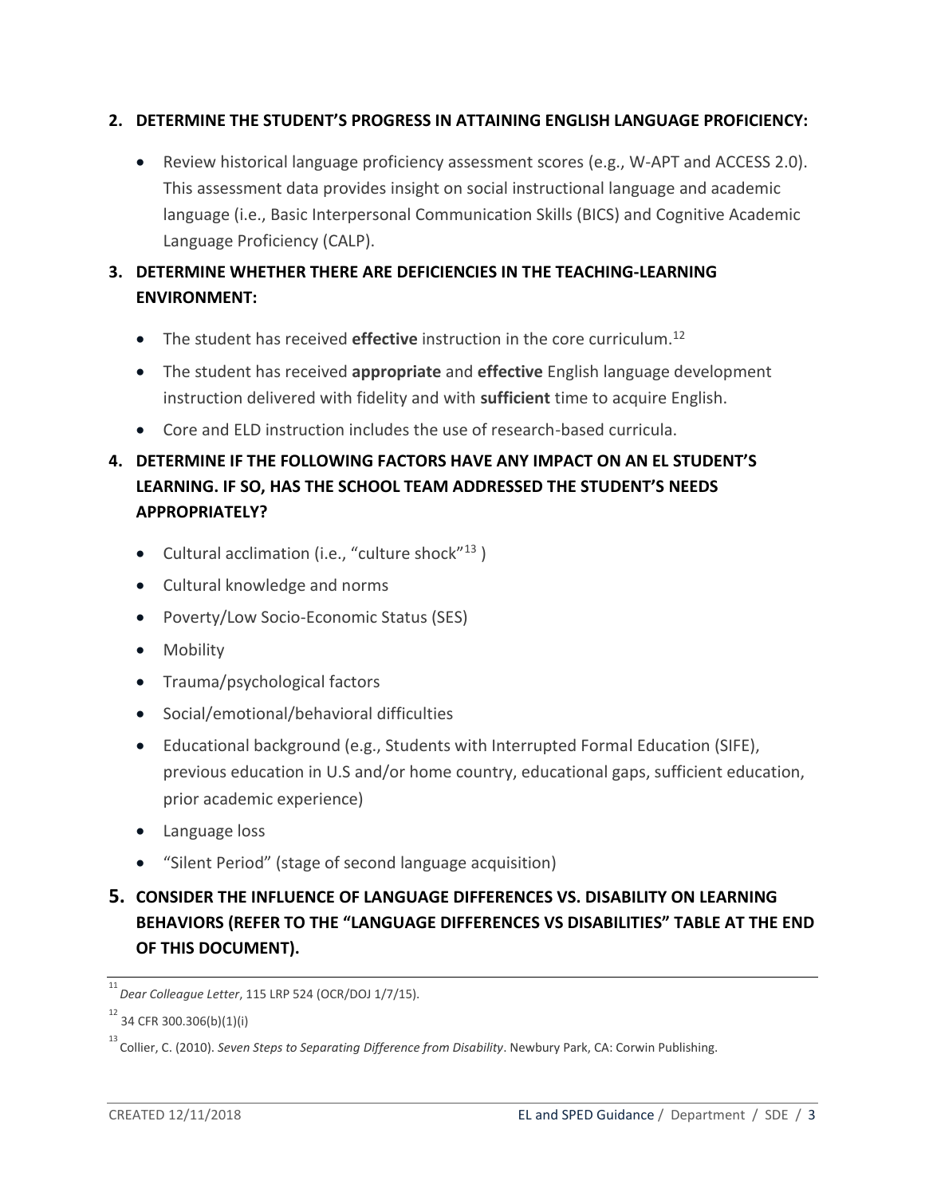**2. DETERMINE THE STUDENT'S PROGRESS IN ATTAINING ENGLISH LANGUAGE PROFICIENCY:**

- Review historical language proficiency assessment scores (e.g., W-APT and ACCESS 2.0). This assessment data provides insight on social instructional language and academic language (i.e., Basic Interpersonal Communication Skills (BICS) and Cognitive Academic Language Proficiency (CALP).

**3. DETERMINE WHETHER THERE ARE DEFICIENCIES IN THE TEACHING-LEARNING ENVIRONMENT:**

- The student has received **effective** instruction in the core curriculum.[12]
- The student has received **appropriate** and **effective** English language development instruction delivered with fidelity and with **sufficient** time to acquire English.
- Core and ELD instruction includes the use of research-based curricula.

**4. DETERMINE IF THE FOLLOWING FACTORS HAVE ANY IMPACT ON AN EL STUDENT'S LEARNING. IF SO, HAS THE SCHOOL TEAM ADDRESSED THE STUDENT'S NEEDS APPROPRIATELY?**

- Cultural acclimation (i.e., "culture shock"[13] )
- Cultural knowledge and norms
- Poverty/Low Socio-Economic Status (SES)
- Mobility
- Trauma/psychological factors
- Social/emotional/behavioral difficulties
- Educational background (e.g., Students with Interrupted Formal Education (SIFE), previous education in U.S and/or home country, educational gaps, sufficient education, prior academic experience)
- Language loss
- "Silent Period" (stage of second language acquisition)

**5. CONSIDER THE INFLUENCE OF LANGUAGE DIFFERENCES VS. DISABILITY ON LEARNING BEHAVIORS (REFER TO THE "LANGUAGE DIFFERENCES VS DISABILITIES" TABLE AT THE END OF THIS DOCUMENT).**

---

[11] *Dear Colleague Letter*, 115 LRP 524 (OCR/DOJ 1/7/15).

[12] 34 CFR 300.306(b)(1)(i)

[13] Collier, C. (2010). *Seven Steps to Separating Difference from Disability*. Newbury Park, CA: Corwin Publishing.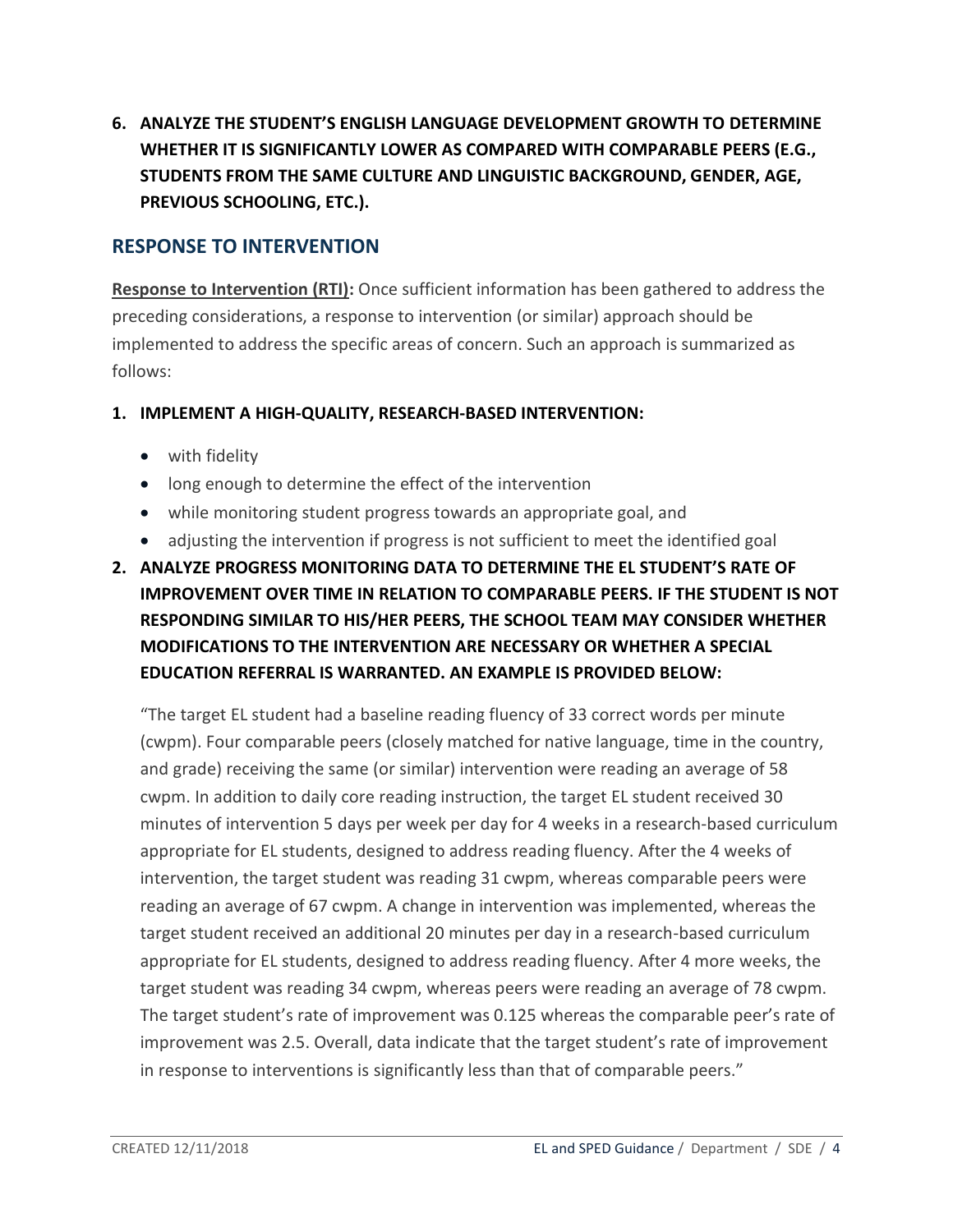**6. ANALYZE THE STUDENT'S ENGLISH LANGUAGE DEVELOPMENT GROWTH TO DETERMINE WHETHER IT IS SIGNIFICANTLY LOWER AS COMPARED WITH COMPARABLE PEERS (E.G., STUDENTS FROM THE SAME CULTURE AND LINGUISTIC BACKGROUND, GENDER, AGE, PREVIOUS SCHOOLING, ETC.).**

## RESPONSE TO INTERVENTION

**Response to Intervention (RTI):** Once sufficient information has been gathered to address the preceding considerations, a response to intervention (or similar) approach should be implemented to address the specific areas of concern. Such an approach is summarized as follows:

**1. IMPLEMENT A HIGH-QUALITY, RESEARCH-BASED INTERVENTION:**

- with fidelity
- long enough to determine the effect of the intervention
- while monitoring student progress towards an appropriate goal, and
- adjusting the intervention if progress is not sufficient to meet the identified goal

**2. ANALYZE PROGRESS MONITORING DATA TO DETERMINE THE EL STUDENT'S RATE OF IMPROVEMENT OVER TIME IN RELATION TO COMPARABLE PEERS. IF THE STUDENT IS NOT RESPONDING SIMILAR TO HIS/HER PEERS, THE SCHOOL TEAM MAY CONSIDER WHETHER MODIFICATIONS TO THE INTERVENTION ARE NECESSARY OR WHETHER A SPECIAL EDUCATION REFERRAL IS WARRANTED. AN EXAMPLE IS PROVIDED BELOW:**

"The target EL student had a baseline reading fluency of 33 correct words per minute (cwpm). Four comparable peers (closely matched for native language, time in the country, and grade) receiving the same (or similar) intervention were reading an average of 58 cwpm. In addition to daily core reading instruction, the target EL student received 30 minutes of intervention 5 days per week per day for 4 weeks in a research-based curriculum appropriate for EL students, designed to address reading fluency. After the 4 weeks of intervention, the target student was reading 31 cwpm, whereas comparable peers were reading an average of 67 cwpm. A change in intervention was implemented, whereas the target student received an additional 20 minutes per day in a research-based curriculum appropriate for EL students, designed to address reading fluency. After 4 more weeks, the target student was reading 34 cwpm, whereas peers were reading an average of 78 cwpm. The target student's rate of improvement was 0.125 whereas the comparable peer's rate of improvement was 2.5. Overall, data indicate that the target student's rate of improvement in response to interventions is significantly less than that of comparable peers."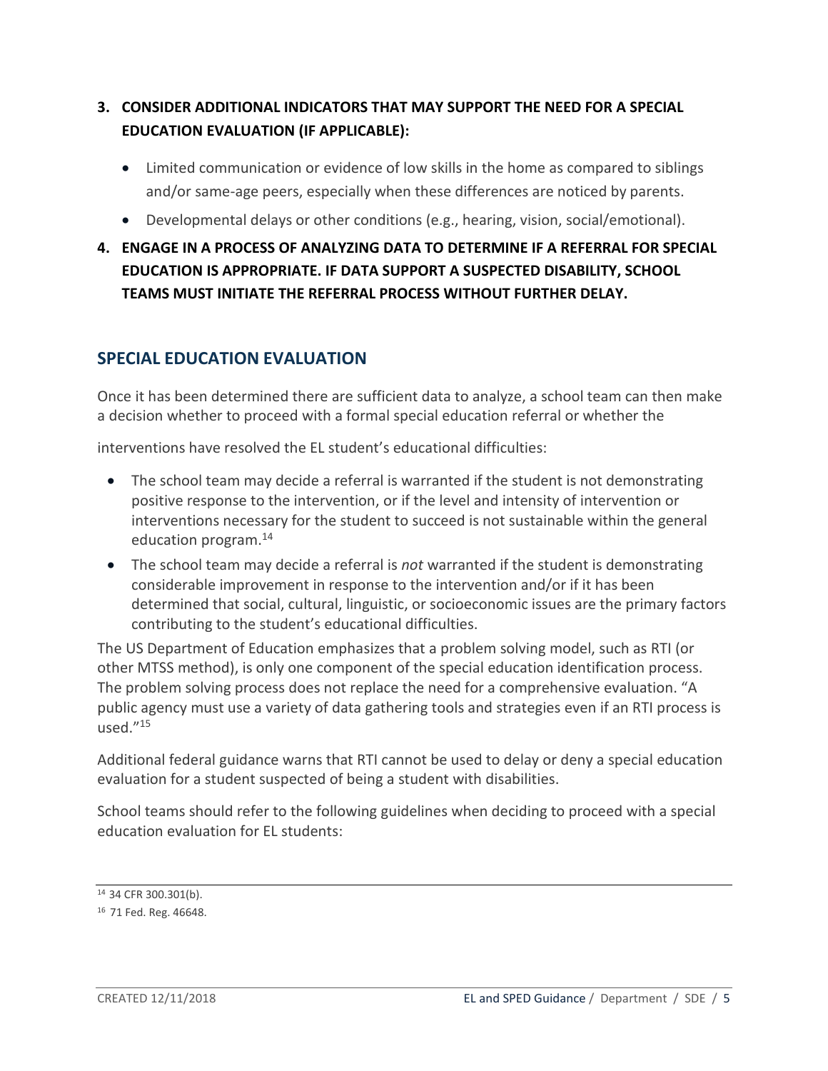3. **CONSIDER ADDITIONAL INDICATORS THAT MAY SUPPORT THE NEED FOR A SPECIAL EDUCATION EVALUATION (IF APPLICABLE):**
   - Limited communication or evidence of low skills in the home as compared to siblings and/or same-age peers, especially when these differences are noticed by parents.
   - Developmental delays or other conditions (e.g., hearing, vision, social/emotional).
4. **ENGAGE IN A PROCESS OF ANALYZING DATA TO DETERMINE IF A REFERRAL FOR SPECIAL EDUCATION IS APPROPRIATE. IF DATA SUPPORT A SUSPECTED DISABILITY, SCHOOL TEAMS MUST INITIATE THE REFERRAL PROCESS WITHOUT FURTHER DELAY.**

## SPECIAL EDUCATION EVALUATION

Once it has been determined there are sufficient data to analyze, a school team can then make a decision whether to proceed with a formal special education referral or whether the interventions have resolved the EL student's educational difficulties:

- The school team may decide a referral is warranted if the student is not demonstrating positive response to the intervention, or if the level and intensity of intervention or interventions necessary for the student to succeed is not sustainable within the general education program.[14]
- The school team may decide a referral is *not* warranted if the student is demonstrating considerable improvement in response to the intervention and/or if it has been determined that social, cultural, linguistic, or socioeconomic issues are the primary factors contributing to the student's educational difficulties.

The US Department of Education emphasizes that a problem solving model, such as RTI (or other MTSS method), is only one component of the special education identification process. The problem solving process does not replace the need for a comprehensive evaluation. "A public agency must use a variety of data gathering tools and strategies even if an RTI process is used."[15]

Additional federal guidance warns that RTI cannot be used to delay or deny a special education evaluation for a student suspected of being a student with disabilities.

School teams should refer to the following guidelines when deciding to proceed with a special education evaluation for EL students:

---

[14] 34 CFR 300.301(b).

[16] 71 Fed. Reg. 46648.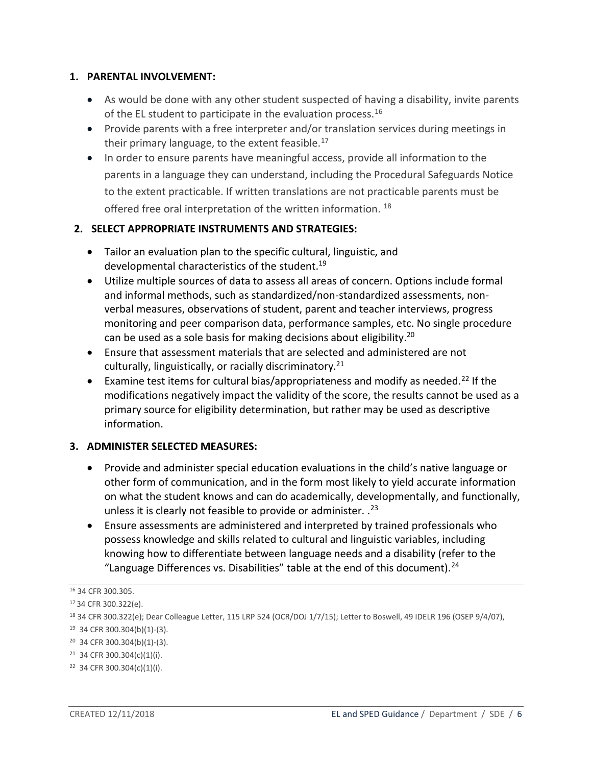1. **PARENTAL INVOLVEMENT:**
   - As would be done with any other student suspected of having a disability, invite parents of the EL student to participate in the evaluation process.[16]
   - Provide parents with a free interpreter and/or translation services during meetings in their primary language, to the extent feasible.[17]
   - In order to ensure parents have meaningful access, provide all information to the parents in a language they can understand, including the Procedural Safeguards Notice to the extent practicable. If written translations are not practicable parents must be offered free oral interpretation of the written information. [18]

2. **SELECT APPROPRIATE INSTRUMENTS AND STRATEGIES:**
   - Tailor an evaluation plan to the specific cultural, linguistic, and developmental characteristics of the student.[19]
   - Utilize multiple sources of data to assess all areas of concern. Options include formal and informal methods, such as standardized/non-standardized assessments, non-verbal measures, observations of student, parent and teacher interviews, progress monitoring and peer comparison data, performance samples, etc. No single procedure can be used as a sole basis for making decisions about eligibility.[20]
   - Ensure that assessment materials that are selected and administered are not culturally, linguistically, or racially discriminatory.[21]
   - Examine test items for cultural bias/appropriateness and modify as needed.[22] If the modifications negatively impact the validity of the score, the results cannot be used as a primary source for eligibility determination, but rather may be used as descriptive information.

3. **ADMINISTER SELECTED MEASURES:**
   - Provide and administer special education evaluations in the child's native language or other form of communication, and in the form most likely to yield accurate information on what the student knows and can do academically, developmentally, and functionally, unless it is clearly not feasible to provide or administer. .[23]
   - Ensure assessments are administered and interpreted by trained professionals who possess knowledge and skills related to cultural and linguistic variables, including knowing how to differentiate between language needs and a disability (refer to the "Language Differences vs. Disabilities" table at the end of this document).[24]

---

[16] 34 CFR 300.305.

[17] 34 CFR 300.322(e).

[18] 34 CFR 300.322(e); Dear Colleague Letter, 115 LRP 524 (OCR/DOJ 1/7/15); Letter to Boswell, 49 IDELR 196 (OSEP 9/4/07),

[19] 34 CFR 300.304(b)(1)-(3).

[20] 34 CFR 300.304(b)(1)-(3).

[21] 34 CFR 300.304(c)(1)(i).

[22] 34 CFR 300.304(c)(1)(i).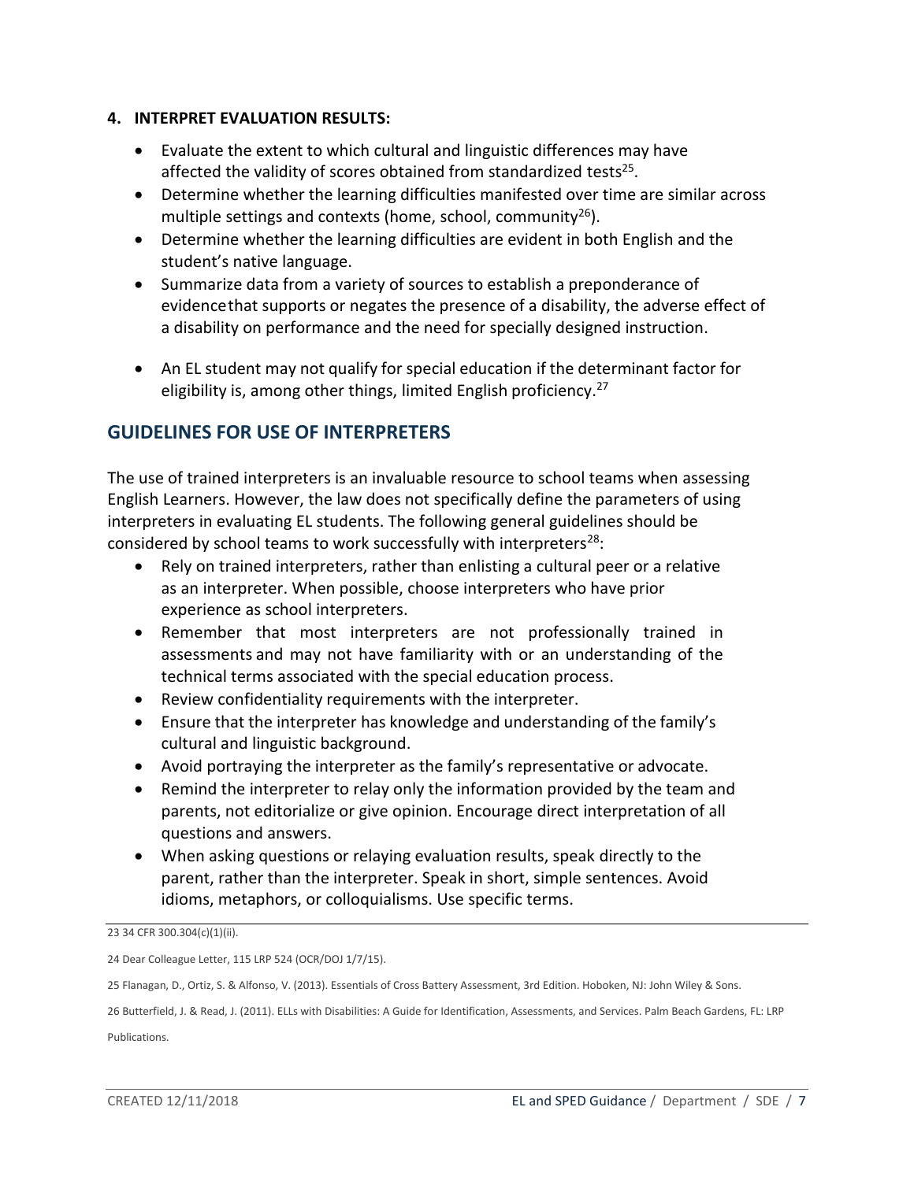**4. INTERPRET EVALUATION RESULTS:**

- Evaluate the extent to which cultural and linguistic differences may have affected the validity of scores obtained from standardized tests[25].
- Determine whether the learning difficulties manifested over time are similar across multiple settings and contexts (home, school, community[26]).
- Determine whether the learning difficulties are evident in both English and the student's native language.
- Summarize data from a variety of sources to establish a preponderance of evidence that supports or negates the presence of a disability, the adverse effect of a disability on performance and the need for specially designed instruction.
- An EL student may not qualify for special education if the determinant factor for eligibility is, among other things, limited English proficiency.[27]

## GUIDELINES FOR USE OF INTERPRETERS

The use of trained interpreters is an invaluable resource to school teams when assessing English Learners. However, the law does not specifically define the parameters of using interpreters in evaluating EL students. The following general guidelines should be considered by school teams to work successfully with interpreters[28]:

- Rely on trained interpreters, rather than enlisting a cultural peer or a relative as an interpreter. When possible, choose interpreters who have prior experience as school interpreters.
- Remember that most interpreters are not professionally trained in assessments and may not have familiarity with or an understanding of the technical terms associated with the special education process.
- Review confidentiality requirements with the interpreter.
- Ensure that the interpreter has knowledge and understanding of the family's cultural and linguistic background.
- Avoid portraying the interpreter as the family's representative or advocate.
- Remind the interpreter to relay only the information provided by the team and parents, not editorialize or give opinion. Encourage direct interpretation of all questions and answers.
- When asking questions or relaying evaluation results, speak directly to the parent, rather than the interpreter. Speak in short, simple sentences. Avoid idioms, metaphors, or colloquialisms. Use specific terms.

---

23 34 CFR 300.304(c)(1)(ii).

24 Dear Colleague Letter, 115 LRP 524 (OCR/DOJ 1/7/15).

25 Flanagan, D., Ortiz, S. & Alfonso, V. (2013). Essentials of Cross Battery Assessment, 3rd Edition. Hoboken, NJ: John Wiley & Sons.

26 Butterfield, J. & Read, J. (2011). ELLs with Disabilities: A Guide for Identification, Assessments, and Services. Palm Beach Gardens, FL: LRP Publications.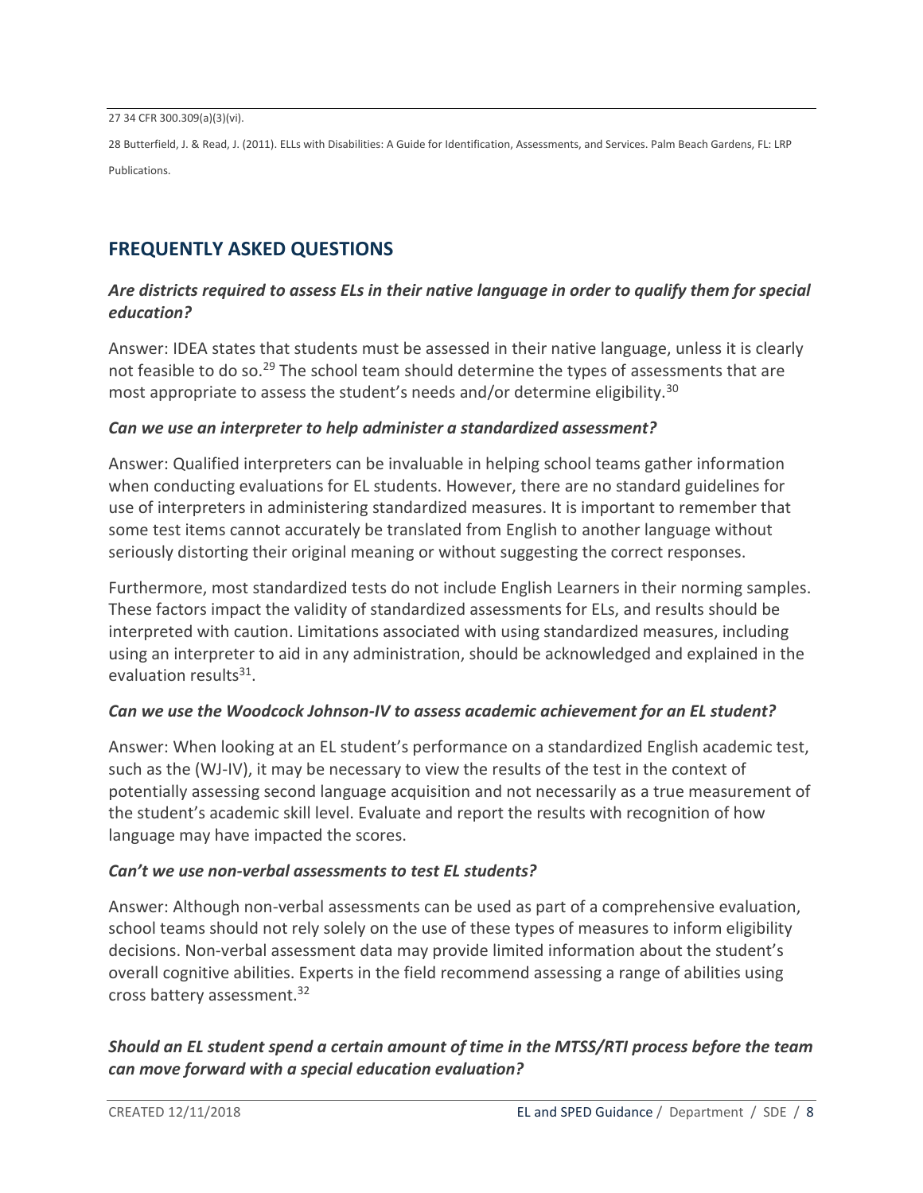27 34 CFR 300.309(a)(3)(vi).

28 Butterfield, J. & Read, J. (2011). ELLs with Disabilities: A Guide for Identification, Assessments, and Services. Palm Beach Gardens, FL: LRP Publications.

## FREQUENTLY ASKED QUESTIONS

### *Are districts required to assess ELs in their native language in order to qualify them for special education?*

Answer: IDEA states that students must be assessed in their native language, unless it is clearly not feasible to do so.[29] The school team should determine the types of assessments that are most appropriate to assess the student's needs and/or determine eligibility.[30]

### *Can we use an interpreter to help administer a standardized assessment?*

Answer: Qualified interpreters can be invaluable in helping school teams gather information when conducting evaluations for EL students. However, there are no standard guidelines for use of interpreters in administering standardized measures. It is important to remember that some test items cannot accurately be translated from English to another language without seriously distorting their original meaning or without suggesting the correct responses.

Furthermore, most standardized tests do not include English Learners in their norming samples. These factors impact the validity of standardized assessments for ELs, and results should be interpreted with caution. Limitations associated with using standardized measures, including using an interpreter to aid in any administration, should be acknowledged and explained in the evaluation results[31].

### *Can we use the Woodcock Johnson-IV to assess academic achievement for an EL student?*

Answer: When looking at an EL student's performance on a standardized English academic test, such as the (WJ-IV), it may be necessary to view the results of the test in the context of potentially assessing second language acquisition and not necessarily as a true measurement of the student's academic skill level. Evaluate and report the results with recognition of how language may have impacted the scores.

### *Can't we use non-verbal assessments to test EL students?*

Answer: Although non-verbal assessments can be used as part of a comprehensive evaluation, school teams should not rely solely on the use of these types of measures to inform eligibility decisions. Non-verbal assessment data may provide limited information about the student's overall cognitive abilities. Experts in the field recommend assessing a range of abilities using cross battery assessment.[32]

### *Should an EL student spend a certain amount of time in the MTSS/RTI process before the team can move forward with a special education evaluation?*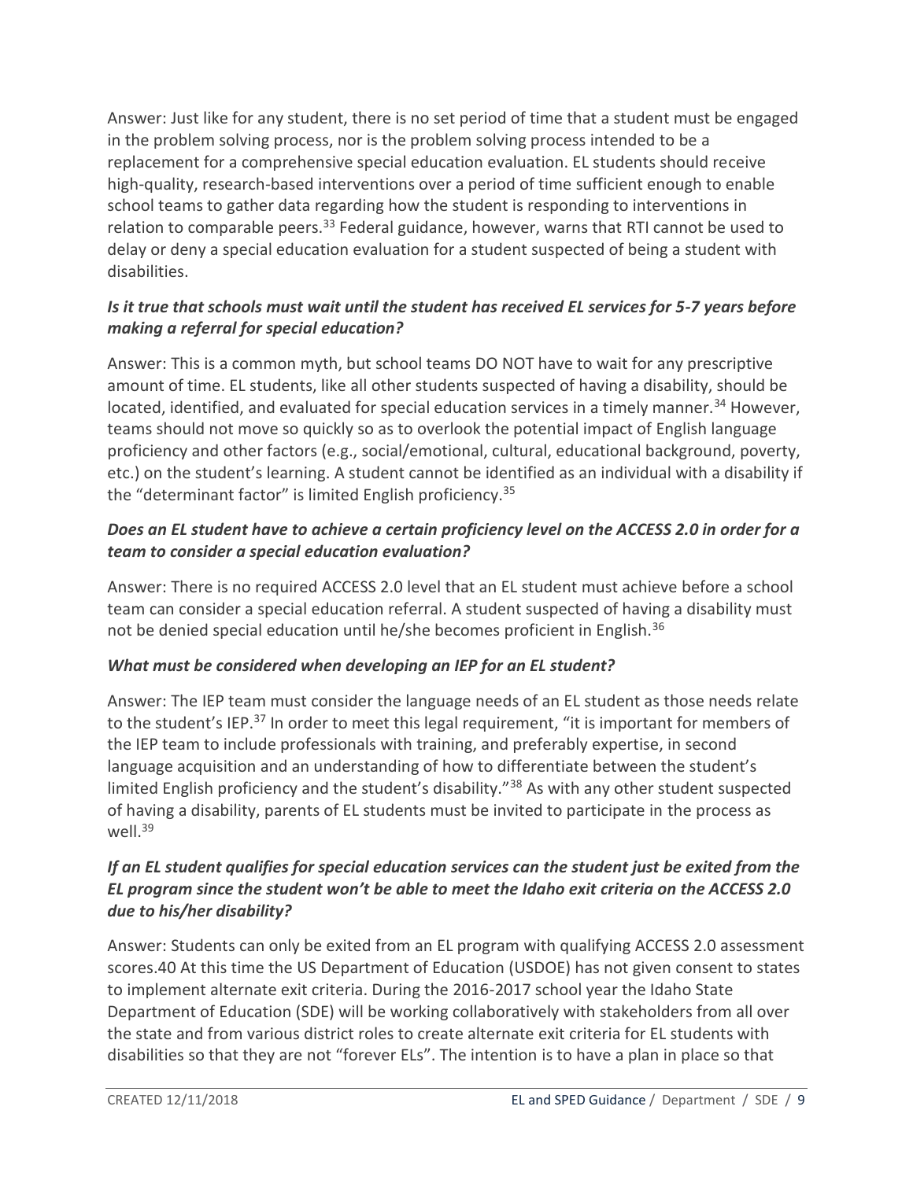Answer: Just like for any student, there is no set period of time that a student must be engaged in the problem solving process, nor is the problem solving process intended to be a replacement for a comprehensive special education evaluation. EL students should receive high-quality, research-based interventions over a period of time sufficient enough to enable school teams to gather data regarding how the student is responding to interventions in relation to comparable peers.[33] Federal guidance, however, warns that RTI cannot be used to delay or deny a special education evaluation for a student suspected of being a student with disabilities.

***Is it true that schools must wait until the student has received EL services for 5-7 years before making a referral for special education?***

Answer: This is a common myth, but school teams DO NOT have to wait for any prescriptive amount of time. EL students, like all other students suspected of having a disability, should be located, identified, and evaluated for special education services in a timely manner.[34] However, teams should not move so quickly so as to overlook the potential impact of English language proficiency and other factors (e.g., social/emotional, cultural, educational background, poverty, etc.) on the student's learning. A student cannot be identified as an individual with a disability if the "determinant factor" is limited English proficiency.[35]

***Does an EL student have to achieve a certain proficiency level on the ACCESS 2.0 in order for a team to consider a special education evaluation?***

Answer: There is no required ACCESS 2.0 level that an EL student must achieve before a school team can consider a special education referral. A student suspected of having a disability must not be denied special education until he/she becomes proficient in English.[36]

***What must be considered when developing an IEP for an EL student?***

Answer: The IEP team must consider the language needs of an EL student as those needs relate to the student's IEP.[37] In order to meet this legal requirement, "it is important for members of the IEP team to include professionals with training, and preferably expertise, in second language acquisition and an understanding of how to differentiate between the student's limited English proficiency and the student's disability."[38] As with any other student suspected of having a disability, parents of EL students must be invited to participate in the process as well.[39]

***If an EL student qualifies for special education services can the student just be exited from the EL program since the student won't be able to meet the Idaho exit criteria on the ACCESS 2.0 due to his/her disability?***

Answer: Students can only be exited from an EL program with qualifying ACCESS 2.0 assessment scores.40 At this time the US Department of Education (USDOE) has not given consent to states to implement alternate exit criteria. During the 2016-2017 school year the Idaho State Department of Education (SDE) will be working collaboratively with stakeholders from all over the state and from various district roles to create alternate exit criteria for EL students with disabilities so that they are not "forever ELs". The intention is to have a plan in place so that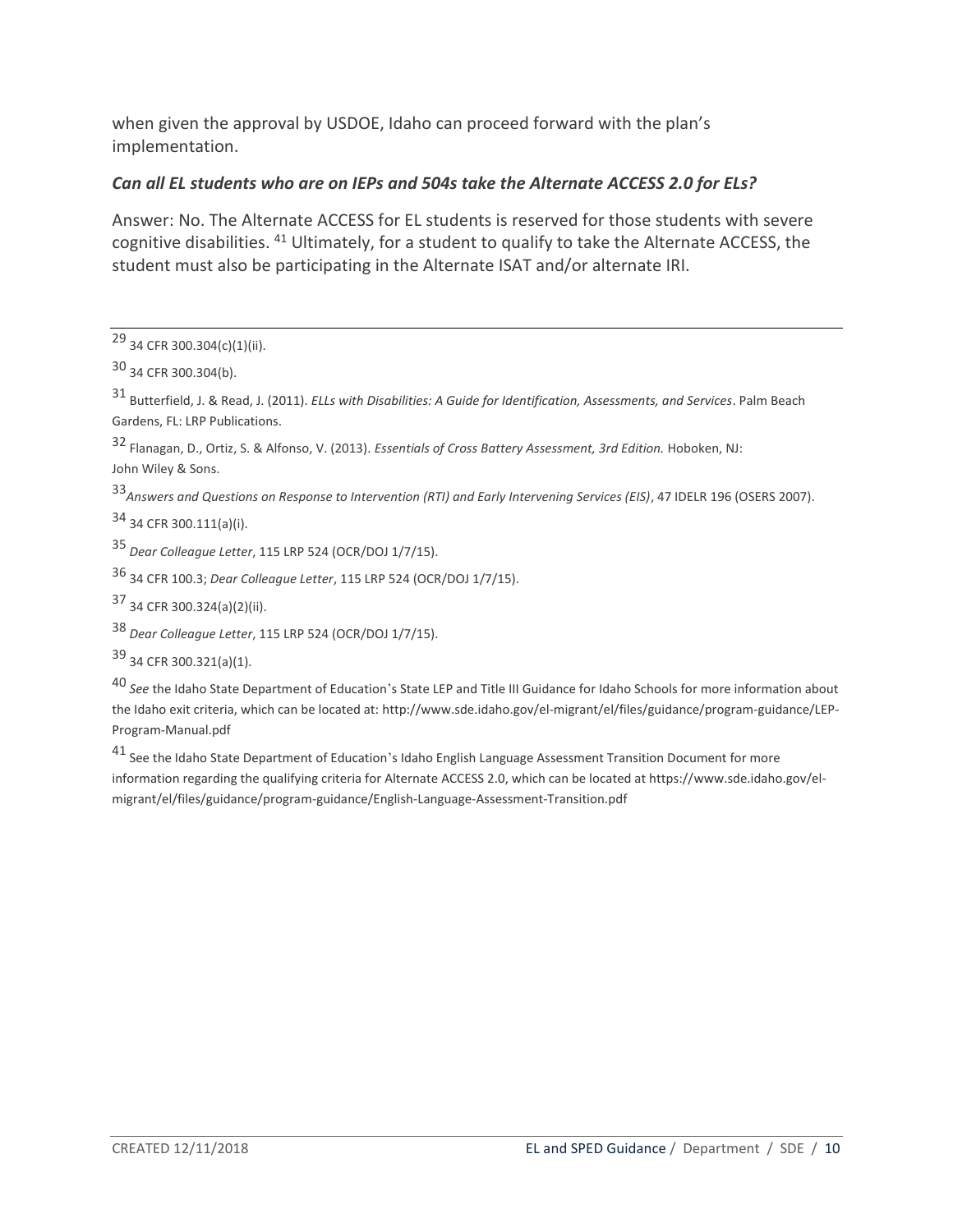when given the approval by USDOE, Idaho can proceed forward with the plan's implementation.

### *Can all EL students who are on IEPs and 504s take the Alternate ACCESS 2.0 for ELs?*

Answer: No. The Alternate ACCESS for EL students is reserved for those students with severe cognitive disabilities. [41] Ultimately, for a student to qualify to take the Alternate ACCESS, the student must also be participating in the Alternate ISAT and/or alternate IRI.

---

[29] 34 CFR 300.304(c)(1)(ii).

[30] 34 CFR 300.304(b).

[31] Butterfield, J. & Read, J. (2011). *ELLs with Disabilities: A Guide for Identification, Assessments, and Services*. Palm Beach Gardens, FL: LRP Publications.

[32] Flanagan, D., Ortiz, S. & Alfonso, V. (2013). *Essentials of Cross Battery Assessment, 3rd Edition.* Hoboken, NJ: John Wiley & Sons.

[33] *Answers and Questions on Response to Intervention (RTI) and Early Intervening Services (EIS)*, 47 IDELR 196 (OSERS 2007).

[34] 34 CFR 300.111(a)(i).

[35] *Dear Colleague Letter*, 115 LRP 524 (OCR/DOJ 1/7/15).

[36] 34 CFR 100.3; *Dear Colleague Letter*, 115 LRP 524 (OCR/DOJ 1/7/15).

[37] 34 CFR 300.324(a)(2)(ii).

[38] *Dear Colleague Letter*, 115 LRP 524 (OCR/DOJ 1/7/15).

[39] 34 CFR 300.321(a)(1).

[40] *See* the Idaho State Department of Education's State LEP and Title III Guidance for Idaho Schools for more information about the Idaho exit criteria, which can be located at: http://www.sde.idaho.gov/el-migrant/el/files/guidance/program-guidance/LEP-Program-Manual.pdf

[41] See the Idaho State Department of Education's Idaho English Language Assessment Transition Document for more information regarding the qualifying criteria for Alternate ACCESS 2.0, which can be located at https://www.sde.idaho.gov/el-migrant/el/files/guidance/program-guidance/English-Language-Assessment-Transition.pdf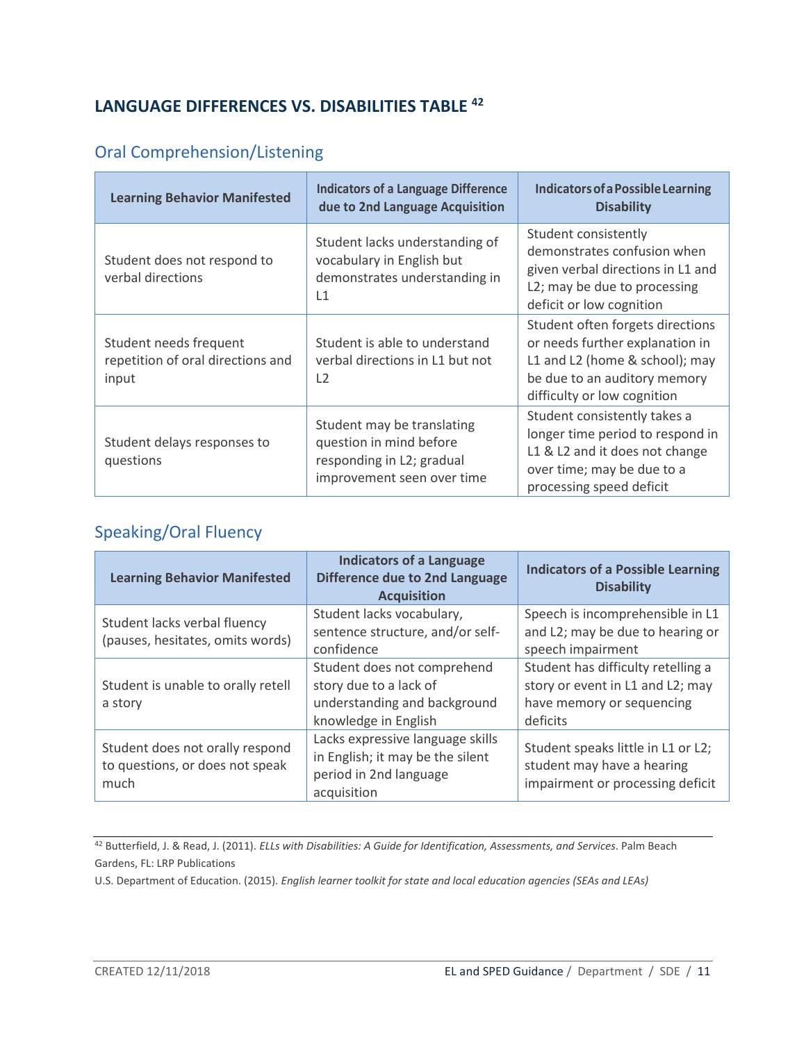## LANGUAGE DIFFERENCES VS. DISABILITIES TABLE [42]

### Oral Comprehension/Listening

| Learning Behavior Manifested | Indicators of a Language Difference due to 2nd Language Acquisition | Indicators of a Possible Learning Disability |
|---|---|---|
| Student does not respond to verbal directions | Student lacks understanding of vocabulary in English but demonstrates understanding in L1 | Student consistently demonstrates confusion when given verbal directions in L1 and L2; may be due to processing deficit or low cognition |
| Student needs frequent repetition of oral directions and input | Student is able to understand verbal directions in L1 but not L2 | Student often forgets directions or needs further explanation in L1 and L2 (home & school); may be due to an auditory memory difficulty or low cognition |
| Student delays responses to questions | Student may be translating question in mind before responding in L2; gradual improvement seen over time | Student consistently takes a longer time period to respond in L1 & L2 and it does not change over time; may be due to a processing speed deficit |

### Speaking/Oral Fluency

| Learning Behavior Manifested | Indicators of a Language Difference due to 2nd Language Acquisition | Indicators of a Possible Learning Disability |
|---|---|---|
| Student lacks verbal fluency (pauses, hesitates, omits words) | Student lacks vocabulary, sentence structure, and/or self-confidence | Speech is incomprehensible in L1 and L2; may be due to hearing or speech impairment |
| Student is unable to orally retell a story | Student does not comprehend story due to a lack of understanding and background knowledge in English | Student has difficulty retelling a story or event in L1 and L2; may have memory or sequencing deficits |
| Student does not orally respond to questions, or does not speak much | Lacks expressive language skills in English; it may be the silent period in 2nd language acquisition | Student speaks little in L1 or L2; student may have a hearing impairment or processing deficit |

---

[42] Butterfield, J. & Read, J. (2011). *ELLs with Disabilities: A Guide for Identification, Assessments, and Services*. Palm Beach Gardens, FL: LRP Publications

U.S. Department of Education. (2015). *English learner toolkit for state and local education agencies (SEAs and LEAs)*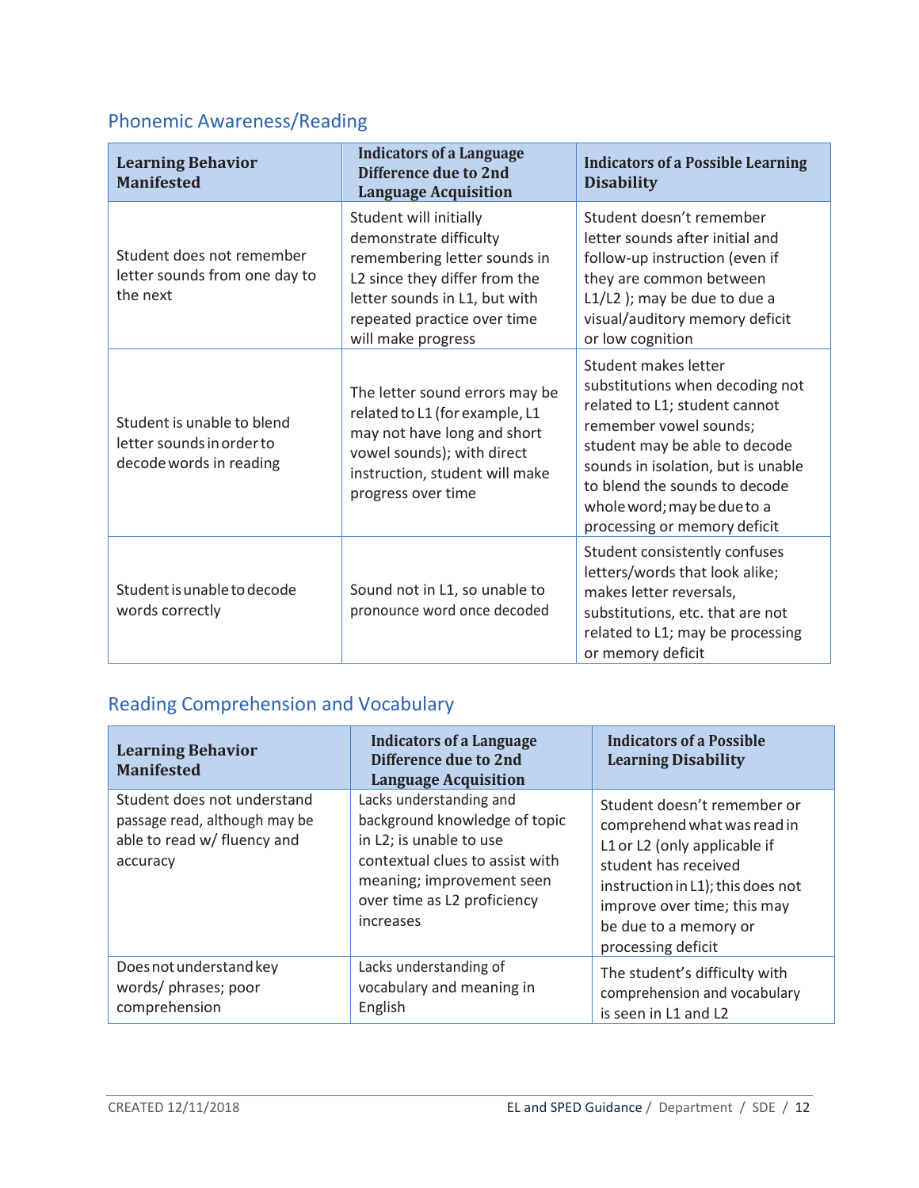## Phonemic Awareness/Reading

| Learning Behavior Manifested | Indicators of a Language Difference due to 2nd Language Acquisition | Indicators of a Possible Learning Disability |
|---|---|---|
| Student does not remember letter sounds from one day to the next | Student will initially demonstrate difficulty remembering letter sounds in L2 since they differ from the letter sounds in L1, but with repeated practice over time will make progress | Student doesn't remember letter sounds after initial and follow-up instruction (even if they are common between L1/L2 ); may be due to due a visual/auditory memory deficit or low cognition |
| Student is unable to blend letter sounds in order to decode words in reading | The letter sound errors may be related to L1 (for example, L1 may not have long and short vowel sounds); with direct instruction, student will make progress over time | Student makes letter substitutions when decoding not related to L1; student cannot remember vowel sounds; student may be able to decode sounds in isolation, but is unable to blend the sounds to decode whole word; may be due to a processing or memory deficit |
| Student is unable to decode words correctly | Sound not in L1, so unable to pronounce word once decoded | Student consistently confuses letters/words that look alike; makes letter reversals, substitutions, etc. that are not related to L1; may be processing or memory deficit |

## Reading Comprehension and Vocabulary

| Learning Behavior Manifested | Indicators of a Language Difference due to 2nd Language Acquisition | Indicators of a Possible Learning Disability |
|---|---|---|
| Student does not understand passage read, although may be able to read w/ fluency and accuracy | Lacks understanding and background knowledge of topic in L2; is unable to use contextual clues to assist with meaning; improvement seen over time as L2 proficiency increases | Student doesn't remember or comprehend what was read in L1 or L2 (only applicable if student has received instruction in L1); this does not improve over time; this may be due to a memory or processing deficit |
| Does not understand key words/ phrases; poor comprehension | Lacks understanding of vocabulary and meaning in English | The student's difficulty with comprehension and vocabulary is seen in L1 and L2 |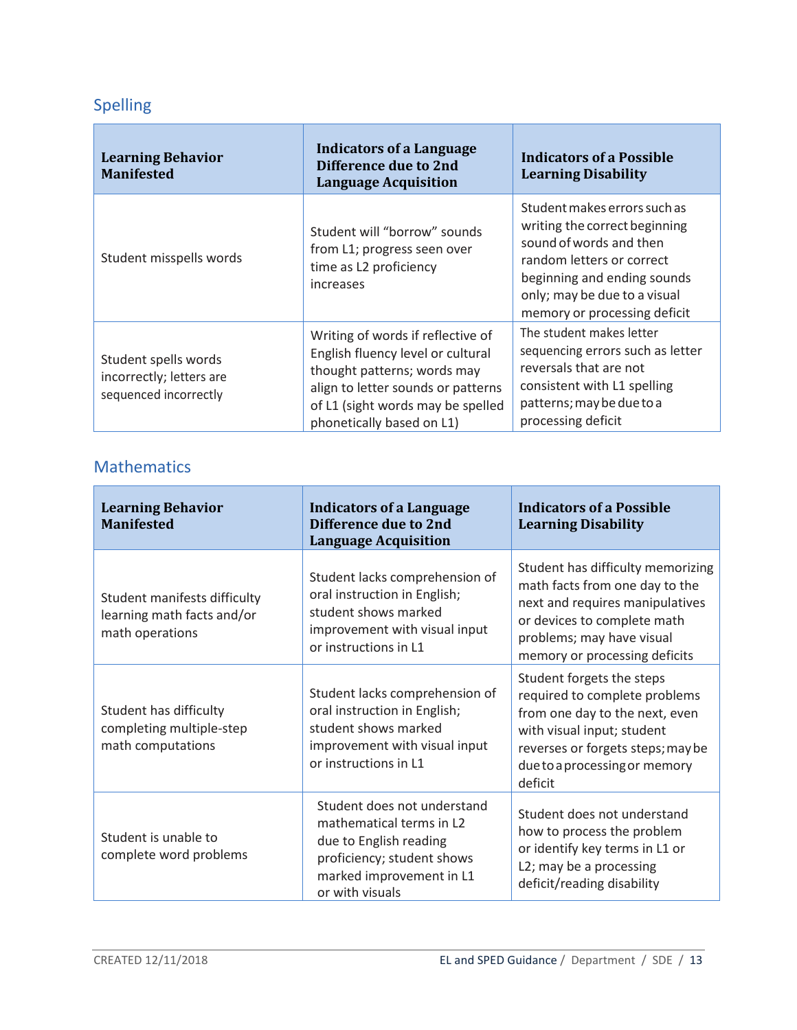## Spelling

| Learning Behavior Manifested | Indicators of a Language Difference due to 2nd Language Acquisition | Indicators of a Possible Learning Disability |
|---|---|---|
| Student misspells words | Student will "borrow" sounds from L1; progress seen over time as L2 proficiency increases | Student makes errors such as writing the correct beginning sound of words and then random letters or correct beginning and ending sounds only; may be due to a visual memory or processing deficit |
| Student spells words incorrectly; letters are sequenced incorrectly | Writing of words if reflective of English fluency level or cultural thought patterns; words may align to letter sounds or patterns of L1 (sight words may be spelled phonetically based on L1) | The student makes letter sequencing errors such as letter reversals that are not consistent with L1 spelling patterns; may be due to a processing deficit |

## Mathematics

| Learning Behavior Manifested | Indicators of a Language Difference due to 2nd Language Acquisition | Indicators of a Possible Learning Disability |
|---|---|---|
| Student manifests difficulty learning math facts and/or math operations | Student lacks comprehension of oral instruction in English; student shows marked improvement with visual input or instructions in L1 | Student has difficulty memorizing math facts from one day to the next and requires manipulatives or devices to complete math problems; may have visual memory or processing deficits |
| Student has difficulty completing multiple-step math computations | Student lacks comprehension of oral instruction in English; student shows marked improvement with visual input or instructions in L1 | Student forgets the steps required to complete problems from one day to the next, even with visual input; student reverses or forgets steps; may be due to a processing or memory deficit |
| Student is unable to complete word problems | Student does not understand mathematical terms in L2 due to English reading proficiency; student shows marked improvement in L1 or with visuals | Student does not understand how to process the problem or identify key terms in L1 or L2; may be a processing deficit/reading disability |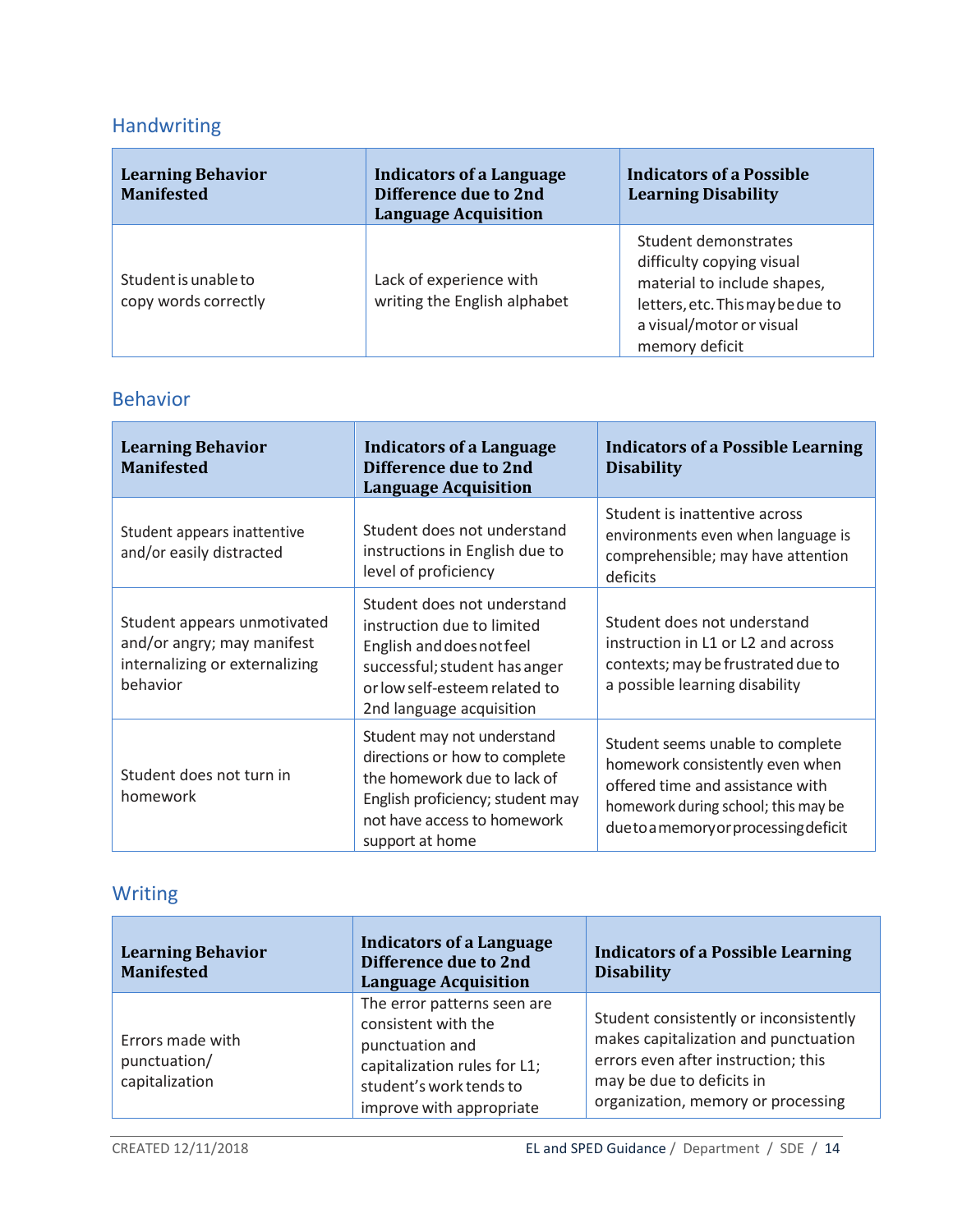## Handwriting

| Learning Behavior Manifested | Indicators of a Language Difference due to 2nd Language Acquisition | Indicators of a Possible Learning Disability |
|---|---|---|
| Student is unable to copy words correctly | Lack of experience with writing the English alphabet | Student demonstrates difficulty copying visual material to include shapes, letters, etc. This may be due to a visual/motor or visual memory deficit |

## Behavior

| Learning Behavior Manifested | Indicators of a Language Difference due to 2nd Language Acquisition | Indicators of a Possible Learning Disability |
|---|---|---|
| Student appears inattentive and/or easily distracted | Student does not understand instructions in English due to level of proficiency | Student is inattentive across environments even when language is comprehensible; may have attention deficits |
| Student appears unmotivated and/or angry; may manifest internalizing or externalizing behavior | Student does not understand instruction due to limited English and does not feel successful; student has anger or low self-esteem related to 2nd language acquisition | Student does not understand instruction in L1 or L2 and across contexts; may be frustrated due to a possible learning disability |
| Student does not turn in homework | Student may not understand directions or how to complete the homework due to lack of English proficiency; student may not have access to homework support at home | Student seems unable to complete homework consistently even when offered time and assistance with homework during school; this may be due to a memory or processing deficit |

## Writing

| Learning Behavior Manifested | Indicators of a Language Difference due to 2nd Language Acquisition | Indicators of a Possible Learning Disability |
|---|---|---|
| Errors made with punctuation/ capitalization | The error patterns seen are consistent with the punctuation and capitalization rules for L1; student's work tends to improve with appropriate | Student consistently or inconsistently makes capitalization and punctuation errors even after instruction; this may be due to deficits in organization, memory or processing |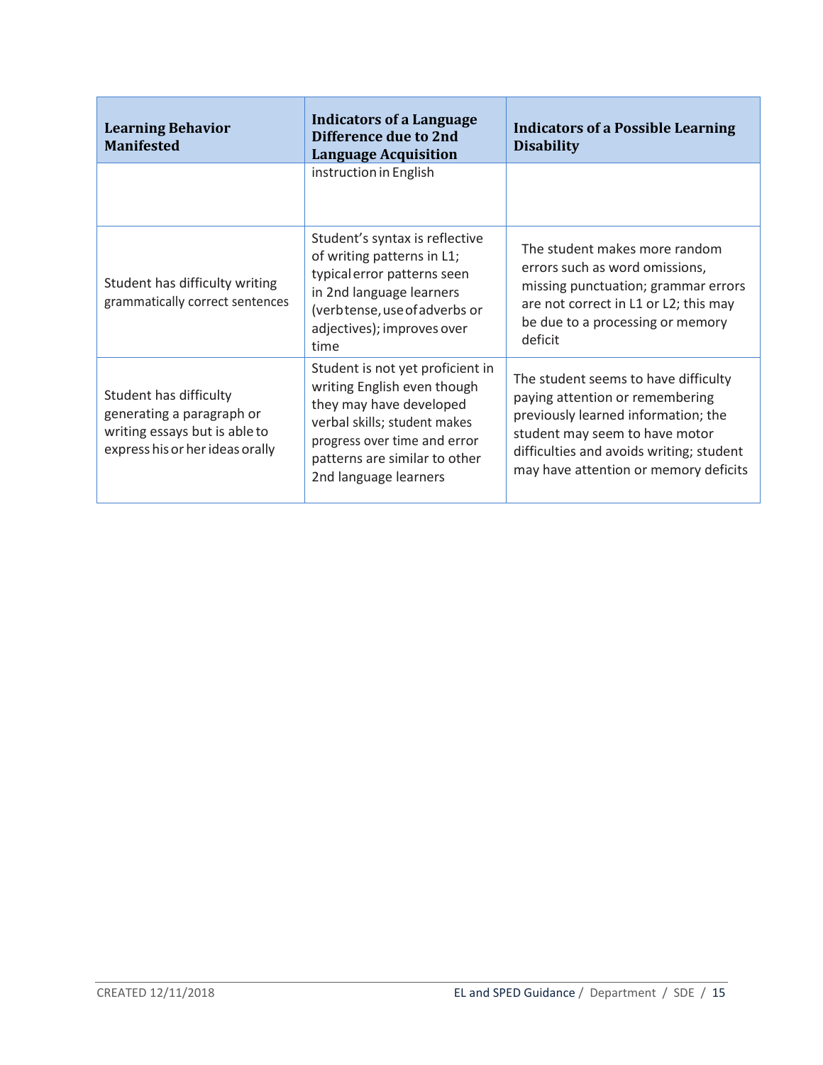| Learning Behavior Manifested | Indicators of a Language Difference due to 2nd Language Acquisition | Indicators of a Possible Learning Disability |
|---|---|---|
| | instruction in English | |
| Student has difficulty writing grammatically correct sentences | Student's syntax is reflective of writing patterns in L1; typical error patterns seen in 2nd language learners (verb tense, use of adverbs or adjectives); improves over time | The student makes more random errors such as word omissions, missing punctuation; grammar errors are not correct in L1 or L2; this may be due to a processing or memory deficit |
| Student has difficulty generating a paragraph or writing essays but is able to express his or her ideas orally | Student is not yet proficient in writing English even though they may have developed verbal skills; student makes progress over time and error patterns are similar to other 2nd language learners | The student seems to have difficulty paying attention or remembering previously learned information; the student may seem to have motor difficulties and avoids writing; student may have attention or memory deficits |